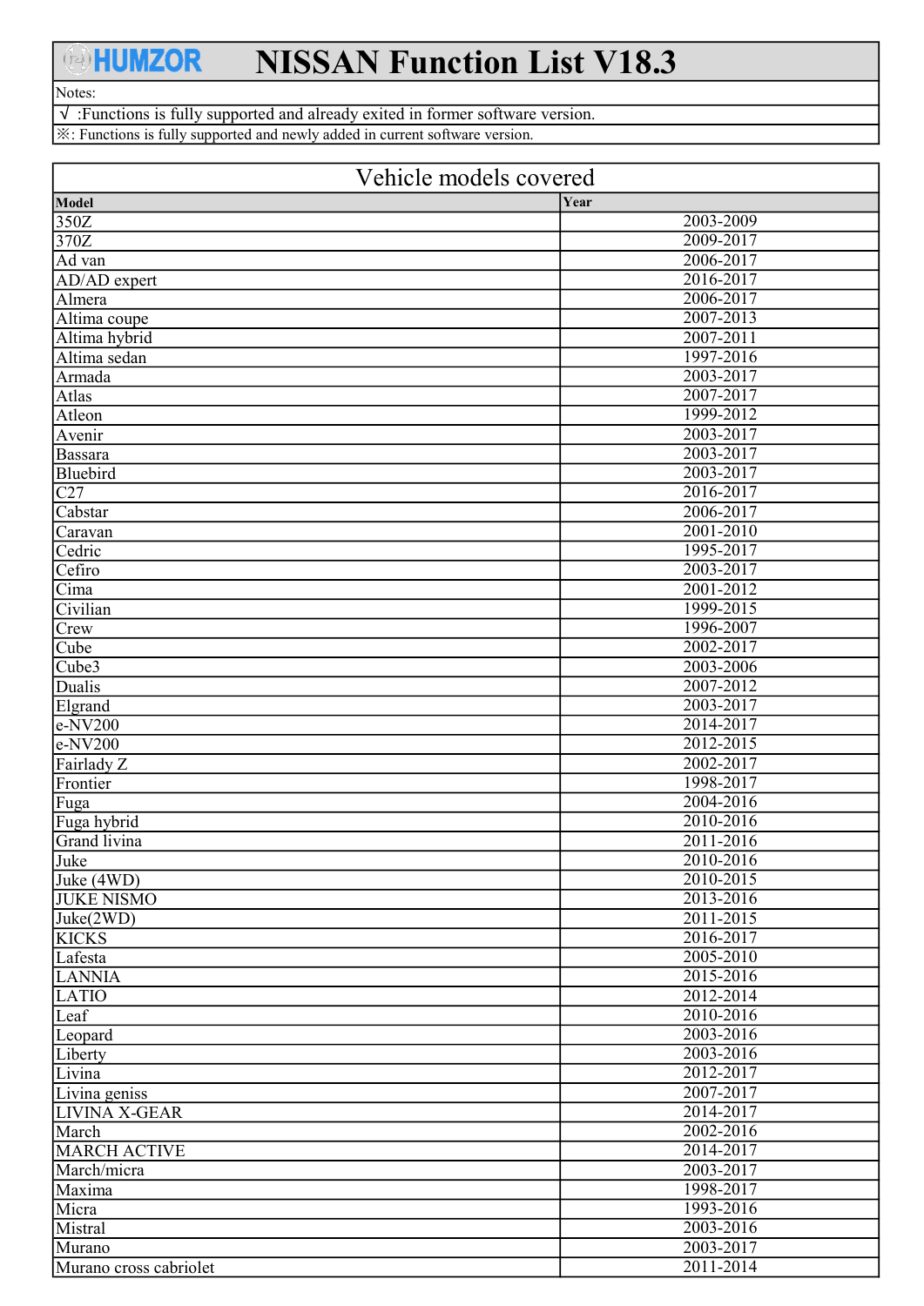# HUMZOR NISSAN Function List V18.3

Notes:

√ :Functions is fully supported and already exited in former software version.

※: Functions is fully supported and newly added in current software version.

## Vehicle models covered

| Model | Year |
|---|---|
| 350Z | 2003-2009 |
| 370Z | 2009-2017 |
| Ad van | 2006-2017 |
| AD/AD expert | 2016-2017 |
| Almera | 2006-2017 |
| Altima coupe | 2007-2013 |
| Altima hybrid | 2007-2011 |
| Altima sedan | 1997-2016 |
| Armada | 2003-2017 |
| Atlas | 2007-2017 |
| Atleon | 1999-2012 |
| Avenir | 2003-2017 |
| Bassara | 2003-2017 |
| Bluebird | 2003-2017 |
| C27 | 2016-2017 |
| Cabstar | 2006-2017 |
| Caravan | 2001-2010 |
| Cedric | 1995-2017 |
| Cefiro | 2003-2017 |
| Cima | 2001-2012 |
| Civilian | 1999-2015 |
| Crew | 1996-2007 |
| Cube | 2002-2017 |
| Cube3 | 2003-2006 |
| Dualis | 2007-2012 |
| Elgrand | 2003-2017 |
| e-NV200 | 2014-2017 |
| e-NV200 | 2012-2015 |
| Fairlady Z | 2002-2017 |
| Frontier | 1998-2017 |
| Fuga | 2004-2016 |
| Fuga hybrid | 2010-2016 |
| Grand livina | 2011-2016 |
| Juke | 2010-2016 |
| Juke (4WD) | 2010-2015 |
| JUKE NISMO | 2013-2016 |
| Juke(2WD) | 2011-2015 |
| KICKS | 2016-2017 |
| Lafesta | 2005-2010 |
| LANNIA | 2015-2016 |
| LATIO | 2012-2014 |
| Leaf | 2010-2016 |
| Leopard | 2003-2016 |
| Liberty | 2003-2016 |
| Livina | 2012-2017 |
| Livina geniss | 2007-2017 |
| LIVINA X-GEAR | 2014-2017 |
| March | 2002-2016 |
| MARCH ACTIVE | 2014-2017 |
| March/micra | 2003-2017 |
| Maxima | 1998-2017 |
| Micra | 1993-2016 |
| Mistral | 2003-2016 |
| Murano | 2003-2017 |
| Murano cross cabriolet | 2011-2014 |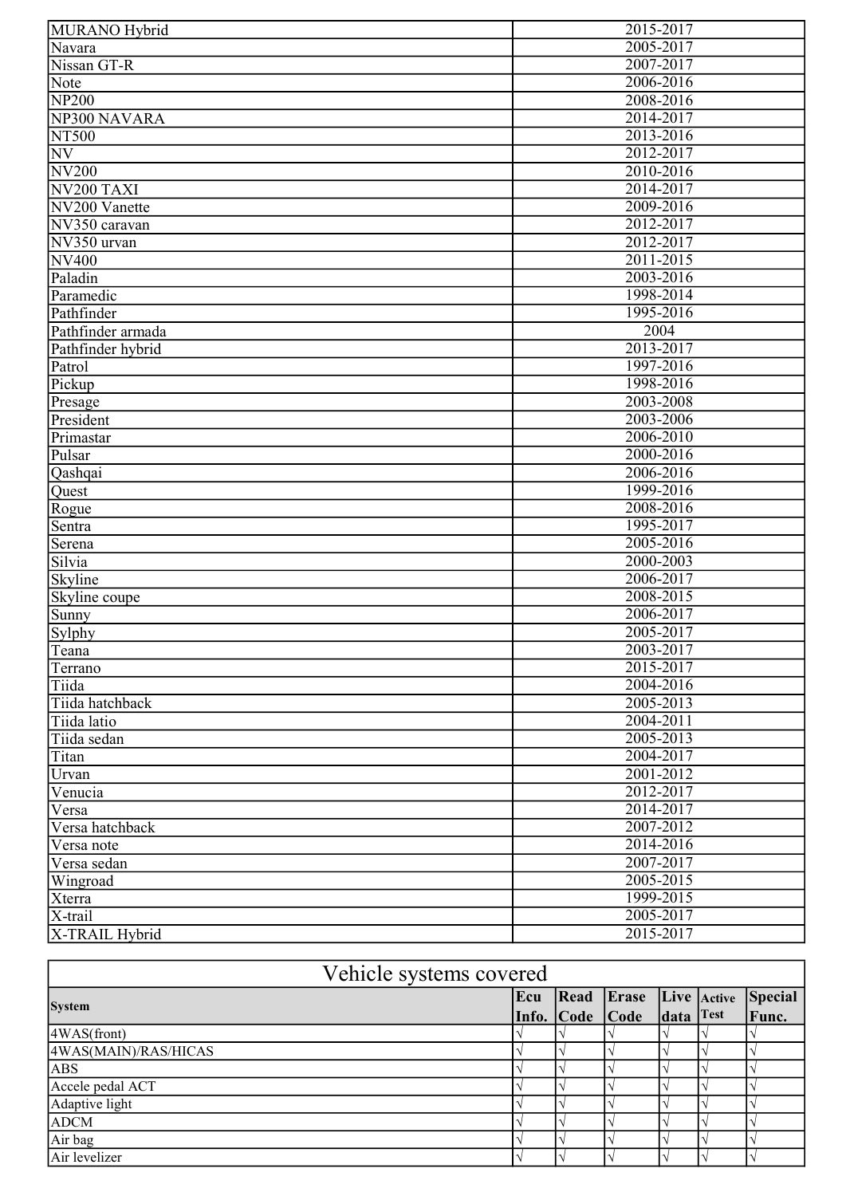| | |
|---|---|
| MURANO Hybrid | 2015-2017 |
| Navara | 2005-2017 |
| Nissan GT-R | 2007-2017 |
| Note | 2006-2016 |
| NP200 | 2008-2016 |
| NP300 NAVARA | 2014-2017 |
| NT500 | 2013-2016 |
| NV | 2012-2017 |
| NV200 | 2010-2016 |
| NV200 TAXI | 2014-2017 |
| NV200 Vanette | 2009-2016 |
| NV350 caravan | 2012-2017 |
| NV350 urvan | 2012-2017 |
| NV400 | 2011-2015 |
| Paladin | 2003-2016 |
| Paramedic | 1998-2014 |
| Pathfinder | 1995-2016 |
| Pathfinder armada | 2004 |
| Pathfinder hybrid | 2013-2017 |
| Patrol | 1997-2016 |
| Pickup | 1998-2016 |
| Presage | 2003-2008 |
| President | 2003-2006 |
| Primastar | 2006-2010 |
| Pulsar | 2000-2016 |
| Qashqai | 2006-2016 |
| Quest | 1999-2016 |
| Rogue | 2008-2016 |
| Sentra | 1995-2017 |
| Serena | 2005-2016 |
| Silvia | 2000-2003 |
| Skyline | 2006-2017 |
| Skyline coupe | 2008-2015 |
| Sunny | 2006-2017 |
| Sylphy | 2005-2017 |
| Teana | 2003-2017 |
| Terrano | 2015-2017 |
| Tiida | 2004-2016 |
| Tiida hatchback | 2005-2013 |
| Tiida latio | 2004-2011 |
| Tiida sedan | 2005-2013 |
| Titan | 2004-2017 |
| Urvan | 2001-2012 |
| Venucia | 2012-2017 |
| Versa | 2014-2017 |
| Versa hatchback | 2007-2012 |
| Versa note | 2014-2016 |
| Versa sedan | 2007-2017 |
| Wingroad | 2005-2015 |
| Xterra | 1999-2015 |
| X-trail | 2005-2017 |
| X-TRAIL Hybrid | 2015-2017 |

# Vehicle systems covered

| System | Ecu Info. | Read Code | Erase Code | Live data | Active Test | Special Func. |
|---|---|---|---|---|---|---|
| 4WAS(front) | √ | √ | √ | √ | √ | √ |
| 4WAS(MAIN)/RAS/HICAS | √ | √ | √ | √ | √ | √ |
| ABS | √ | √ | √ | √ | √ | √ |
| Accele pedal ACT | √ | √ | √ | √ | √ | √ |
| Adaptive light | √ | √ | √ | √ | √ | √ |
| ADCM | √ | √ | √ | √ | √ | √ |
| Air bag | √ | √ | √ | √ | √ | √ |
| Air levelizer | √ | √ | √ | √ | √ | √ |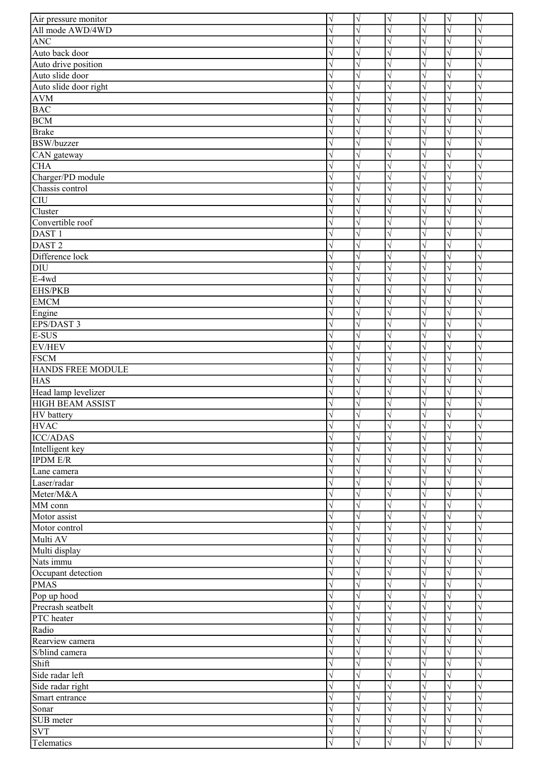| | | | | | | |
|---|---|---|---|---|---|---|
| Air pressure monitor | √ | √ | √ | √ | √ | √ |
| All mode AWD/4WD | √ | √ | √ | √ | √ | √ |
| ANC | √ | √ | √ | √ | √ | √ |
| Auto back door | √ | √ | √ | √ | √ | √ |
| Auto drive position | √ | √ | √ | √ | √ | √ |
| Auto slide door | √ | √ | √ | √ | √ | √ |
| Auto slide door right | √ | √ | √ | √ | √ | √ |
| AVM | √ | √ | √ | √ | √ | √ |
| BAC | √ | √ | √ | √ | √ | √ |
| BCM | √ | √ | √ | √ | √ | √ |
| Brake | √ | √ | √ | √ | √ | √ |
| BSW/buzzer | √ | √ | √ | √ | √ | √ |
| CAN gateway | √ | √ | √ | √ | √ | √ |
| CHA | √ | √ | √ | √ | √ | √ |
| Charger/PD module | √ | √ | √ | √ | √ | √ |
| Chassis control | √ | √ | √ | √ | √ | √ |
| CIU | √ | √ | √ | √ | √ | √ |
| Cluster | √ | √ | √ | √ | √ | √ |
| Convertible roof | √ | √ | √ | √ | √ | √ |
| DAST 1 | √ | √ | √ | √ | √ | √ |
| DAST 2 | √ | √ | √ | √ | √ | √ |
| Difference lock | √ | √ | √ | √ | √ | √ |
| DIU | √ | √ | √ | √ | √ | √ |
| E-4wd | √ | √ | √ | √ | √ | √ |
| EHS/PKB | √ | √ | √ | √ | √ | √ |
| EMCM | √ | √ | √ | √ | √ | √ |
| Engine | √ | √ | √ | √ | √ | √ |
| EPS/DAST 3 | √ | √ | √ | √ | √ | √ |
| E-SUS | √ | √ | √ | √ | √ | √ |
| EV/HEV | √ | √ | √ | √ | √ | √ |
| FSCM | √ | √ | √ | √ | √ | √ |
| HANDS FREE MODULE | √ | √ | √ | √ | √ | √ |
| HAS | √ | √ | √ | √ | √ | √ |
| Head lamp levelizer | √ | √ | √ | √ | √ | √ |
| HIGH BEAM ASSIST | √ | √ | √ | √ | √ | √ |
| HV battery | √ | √ | √ | √ | √ | √ |
| HVAC | √ | √ | √ | √ | √ | √ |
| ICC/ADAS | √ | √ | √ | √ | √ | √ |
| Intelligent key | √ | √ | √ | √ | √ | √ |
| IPDM E/R | √ | √ | √ | √ | √ | √ |
| Lane camera | √ | √ | √ | √ | √ | √ |
| Laser/radar | √ | √ | √ | √ | √ | √ |
| Meter/M&A | √ | √ | √ | √ | √ | √ |
| MM conn | √ | √ | √ | √ | √ | √ |
| Motor assist | √ | √ | √ | √ | √ | √ |
| Motor control | √ | √ | √ | √ | √ | √ |
| Multi AV | √ | √ | √ | √ | √ | √ |
| Multi display | √ | √ | √ | √ | √ | √ |
| Nats immu | √ | √ | √ | √ | √ | √ |
| Occupant detection | √ | √ | √ | √ | √ | √ |
| PMAS | √ | √ | √ | √ | √ | √ |
| Pop up hood | √ | √ | √ | √ | √ | √ |
| Precrash seatbelt | √ | √ | √ | √ | √ | √ |
| PTC heater | √ | √ | √ | √ | √ | √ |
| Radio | √ | √ | √ | √ | √ | √ |
| Rearview camera | √ | √ | √ | √ | √ | √ |
| S/blind camera | √ | √ | √ | √ | √ | √ |
| Shift | √ | √ | √ | √ | √ | √ |
| Side radar left | √ | √ | √ | √ | √ | √ |
| Side radar right | √ | √ | √ | √ | √ | √ |
| Smart entrance | √ | √ | √ | √ | √ | √ |
| Sonar | √ | √ | √ | √ | √ | √ |
| SUB meter | √ | √ | √ | √ | √ | √ |
| SVT | √ | √ | √ | √ | √ | √ |
| Telematics | √ | √ | √ | √ | √ | √ |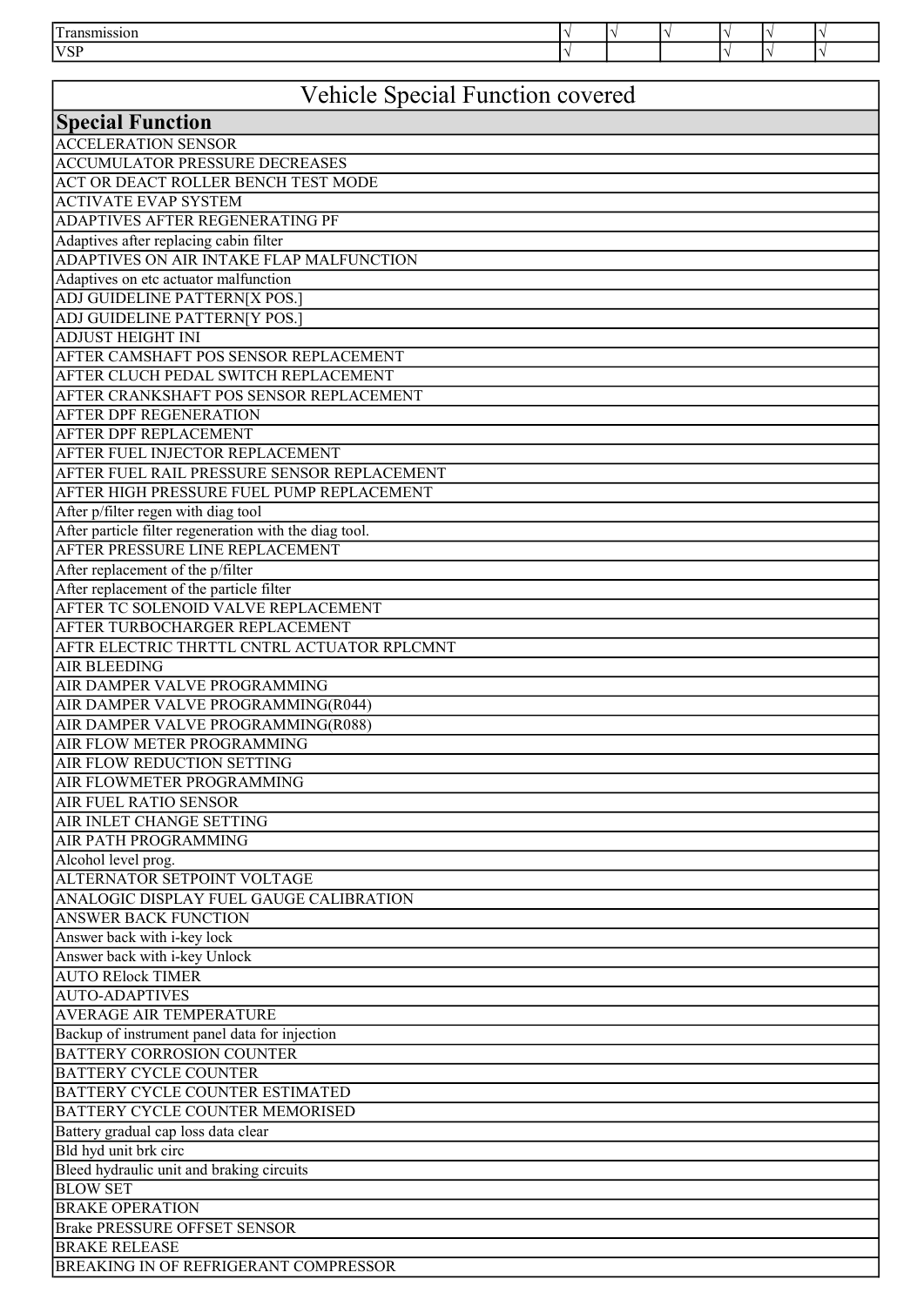| Transmission | √ | √ | √ | √ | √ | √ |
|---|---|---|---|---|---|---|
| VSP | √ | | | √ | √ | √ |

| Vehicle Special Function covered |
|---|
| **Special Function** |
| ACCELERATION SENSOR |
| ACCUMULATOR PRESSURE DECREASES |
| ACT OR DEACT ROLLER BENCH TEST MODE |
| ACTIVATE EVAP SYSTEM |
| ADAPTIVES AFTER REGENERATING PF |
| Adaptives after replacing cabin filter |
| ADAPTIVES ON AIR INTAKE FLAP MALFUNCTION |
| Adaptives on etc actuator malfunction |
| ADJ GUIDELINE PATTERN[X POS.] |
| ADJ GUIDELINE PATTERN[Y POS.] |
| ADJUST HEIGHT INI |
| AFTER CAMSHAFT POS SENSOR REPLACEMENT |
| AFTER CLUCH PEDAL SWITCH REPLACEMENT |
| AFTER CRANKSHAFT POS SENSOR REPLACEMENT |
| AFTER DPF REGENERATION |
| AFTER DPF REPLACEMENT |
| AFTER FUEL INJECTOR REPLACEMENT |
| AFTER FUEL RAIL PRESSURE SENSOR REPLACEMENT |
| AFTER HIGH PRESSURE FUEL PUMP REPLACEMENT |
| After p/filter regen with diag tool |
| After particle filter regeneration with the diag tool. |
| AFTER PRESSURE LINE REPLACEMENT |
| After replacement of the p/filter |
| After replacement of the particle filter |
| AFTER TC SOLENOID VALVE REPLACEMENT |
| AFTER TURBOCHARGER REPLACEMENT |
| AFTR ELECTRIC THRTTL CNTRL ACTUATOR RPLCMNT |
| AIR BLEEDING |
| AIR DAMPER VALVE PROGRAMMING |
| AIR DAMPER VALVE PROGRAMMING(R044) |
| AIR DAMPER VALVE PROGRAMMING(R088) |
| AIR FLOW METER PROGRAMMING |
| AIR FLOW REDUCTION SETTING |
| AIR FLOWMETER PROGRAMMING |
| AIR FUEL RATIO SENSOR |
| AIR INLET CHANGE SETTING |
| AIR PATH PROGRAMMING |
| Alcohol level prog. |
| ALTERNATOR SETPOINT VOLTAGE |
| ANALOGIC DISPLAY FUEL GAUGE CALIBRATION |
| ANSWER BACK FUNCTION |
| Answer back with i-key lock |
| Answer back with i-key Unlock |
| AUTO RElock TIMER |
| AUTO-ADAPTIVES |
| AVERAGE AIR TEMPERATURE |
| Backup of instrument panel data for injection |
| BATTERY CORROSION COUNTER |
| BATTERY CYCLE COUNTER |
| BATTERY CYCLE COUNTER ESTIMATED |
| BATTERY CYCLE COUNTER MEMORISED |
| Battery gradual cap loss data clear |
| Bld hyd unit brk circ |
| Bleed hydraulic unit and braking circuits |
| BLOW SET |
| BRAKE OPERATION |
| Brake PRESSURE OFFSET SENSOR |
| BRAKE RELEASE |
| BREAKING IN OF REFRIGERANT COMPRESSOR |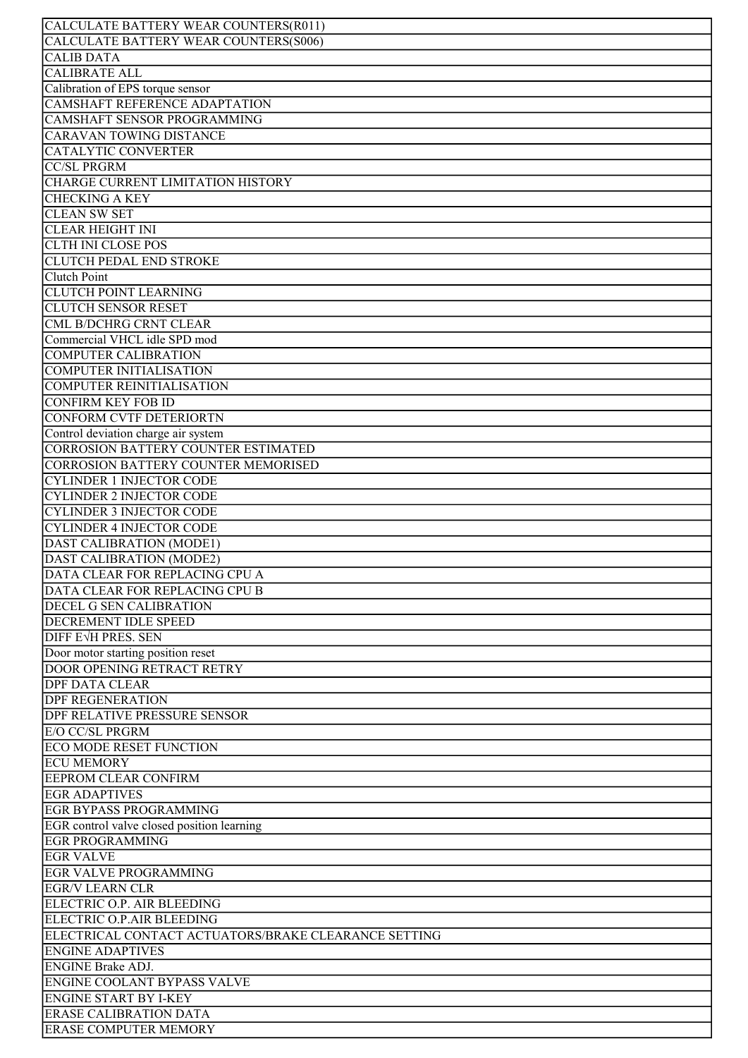| CALCULATE BATTERY WEAR COUNTERS(R011) |
|---|
| CALCULATE BATTERY WEAR COUNTERS(S006) |
| CALIB DATA |
| CALIBRATE ALL |
| Calibration of EPS torque sensor |
| CAMSHAFT REFERENCE ADAPTATION |
| CAMSHAFT SENSOR PROGRAMMING |
| CARAVAN TOWING DISTANCE |
| CATALYTIC CONVERTER |
| CC/SL PRGRM |
| CHARGE CURRENT LIMITATION HISTORY |
| CHECKING A KEY |
| CLEAN SW SET |
| CLEAR HEIGHT INI |
| CLTH INI CLOSE POS |
| CLUTCH PEDAL END STROKE |
| Clutch Point |
| CLUTCH POINT LEARNING |
| CLUTCH SENSOR RESET |
| CML B/DCHRG CRNT CLEAR |
| Commercial VHCL idle SPD mod |
| COMPUTER CALIBRATION |
| COMPUTER INITIALISATION |
| COMPUTER REINITIALISATION |
| CONFIRM KEY FOB ID |
| CONFORM CVTF DETERIORTN |
| Control deviation charge air system |
| CORROSION BATTERY COUNTER ESTIMATED |
| CORROSION BATTERY COUNTER MEMORISED |
| CYLINDER 1 INJECTOR CODE |
| CYLINDER 2 INJECTOR CODE |
| CYLINDER 3 INJECTOR CODE |
| CYLINDER 4 INJECTOR CODE |
| DAST CALIBRATION (MODE1) |
| DAST CALIBRATION (MODE2) |
| DATA CLEAR FOR REPLACING CPU A |
| DATA CLEAR FOR REPLACING CPU B |
| DECEL G SEN CALIBRATION |
| DECREMENT IDLE SPEED |
| DIFF E√H PRES. SEN |
| Door motor starting position reset |
| DOOR OPENING RETRACT RETRY |
| DPF DATA CLEAR |
| DPF REGENERATION |
| DPF RELATIVE PRESSURE SENSOR |
| E/O CC/SL PRGRM |
| ECO MODE RESET FUNCTION |
| ECU MEMORY |
| EEPROM CLEAR CONFIRM |
| EGR ADAPTIVES |
| EGR BYPASS PROGRAMMING |
| EGR control valve closed position learning |
| EGR PROGRAMMING |
| EGR VALVE |
| EGR VALVE PROGRAMMING |
| EGR/V LEARN CLR |
| ELECTRIC O.P. AIR BLEEDING |
| ELECTRIC O.P.AIR BLEEDING |
| ELECTRICAL CONTACT ACTUATORS/BRAKE CLEARANCE SETTING |
| ENGINE ADAPTIVES |
| ENGINE Brake ADJ. |
| ENGINE COOLANT BYPASS VALVE |
| ENGINE START BY I-KEY |
| ERASE CALIBRATION DATA |
| ERASE COMPUTER MEMORY |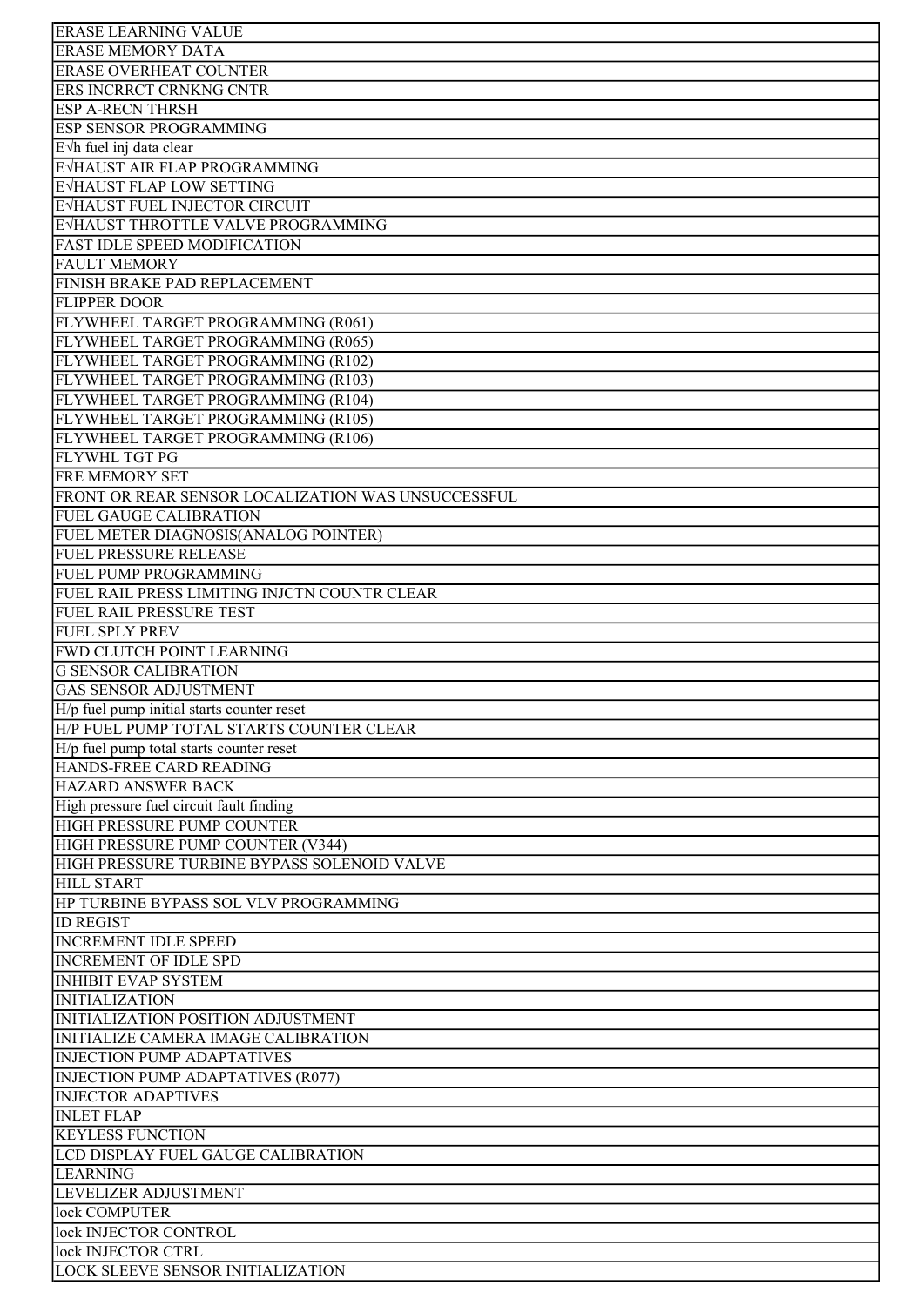| ERASE LEARNING VALUE |
|---|
| ERASE MEMORY DATA |
| ERASE OVERHEAT COUNTER |
| ERS INCRRCT CRNKNG CNTR |
| ESP A-RECN THRSH |
| ESP SENSOR PROGRAMMING |
| E√h fuel inj data clear |
| E√HAUST AIR FLAP PROGRAMMING |
| E√HAUST FLAP LOW SETTING |
| E√HAUST FUEL INJECTOR CIRCUIT |
| E√HAUST THROTTLE VALVE PROGRAMMING |
| FAST IDLE SPEED MODIFICATION |
| FAULT MEMORY |
| FINISH BRAKE PAD REPLACEMENT |
| FLIPPER DOOR |
| FLYWHEEL TARGET PROGRAMMING (R061) |
| FLYWHEEL TARGET PROGRAMMING (R065) |
| FLYWHEEL TARGET PROGRAMMING (R102) |
| FLYWHEEL TARGET PROGRAMMING (R103) |
| FLYWHEEL TARGET PROGRAMMING (R104) |
| FLYWHEEL TARGET PROGRAMMING (R105) |
| FLYWHEEL TARGET PROGRAMMING (R106) |
| FLYWHL TGT PG |
| FRE MEMORY SET |
| FRONT OR REAR SENSOR LOCALIZATION WAS UNSUCCESSFUL |
| FUEL GAUGE CALIBRATION |
| FUEL METER DIAGNOSIS(ANALOG POINTER) |
| FUEL PRESSURE RELEASE |
| FUEL PUMP PROGRAMMING |
| FUEL RAIL PRESS LIMITING INJCTN COUNTR CLEAR |
| FUEL RAIL PRESSURE TEST |
| FUEL SPLY PREV |
| FWD CLUTCH POINT LEARNING |
| G SENSOR CALIBRATION |
| GAS SENSOR ADJUSTMENT |
| H/p fuel pump initial starts counter reset |
| H/P FUEL PUMP TOTAL STARTS COUNTER CLEAR |
| H/p fuel pump total starts counter reset |
| HANDS-FREE CARD READING |
| HAZARD ANSWER BACK |
| High pressure fuel circuit fault finding |
| HIGH PRESSURE PUMP COUNTER |
| HIGH PRESSURE PUMP COUNTER (V344) |
| HIGH PRESSURE TURBINE BYPASS SOLENOID VALVE |
| HILL START |
| HP TURBINE BYPASS SOL VLV PROGRAMMING |
| ID REGIST |
| INCREMENT IDLE SPEED |
| INCREMENT OF IDLE SPD |
| INHIBIT EVAP SYSTEM |
| INITIALIZATION |
| INITIALIZATION POSITION ADJUSTMENT |
| INITIALIZE CAMERA IMAGE CALIBRATION |
| INJECTION PUMP ADAPTATIVES |
| INJECTION PUMP ADAPTATIVES (R077) |
| INJECTOR ADAPTIVES |
| INLET FLAP |
| KEYLESS FUNCTION |
| LCD DISPLAY FUEL GAUGE CALIBRATION |
| LEARNING |
| LEVELIZER ADJUSTMENT |
| lock COMPUTER |
| lock INJECTOR CONTROL |
| lock INJECTOR CTRL |
| LOCK SLEEVE SENSOR INITIALIZATION |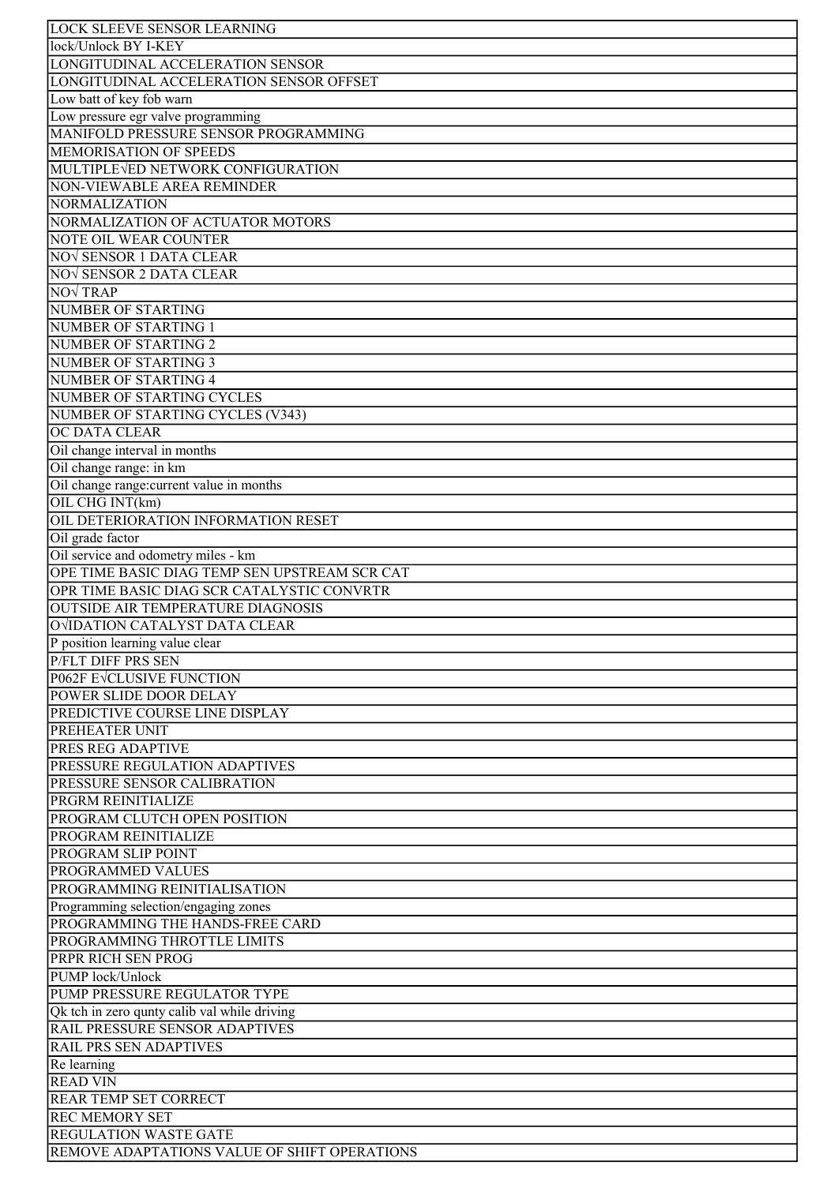| LOCK SLEEVE SENSOR LEARNING |
| --- |
| lock/Unlock BY I-KEY |
| LONGITUDINAL ACCELERATION SENSOR |
| LONGITUDINAL ACCELERATION SENSOR OFFSET |
| Low batt of key fob warn |
| Low pressure egr valve programming |
| MANIFOLD PRESSURE SENSOR PROGRAMMING |
| MEMORISATION OF SPEEDS |
| MULTIPLE√ED NETWORK CONFIGURATION |
| NON-VIEWABLE AREA REMINDER |
| NORMALIZATION |
| NORMALIZATION OF ACTUATOR MOTORS |
| NOTE OIL WEAR COUNTER |
| NO√ SENSOR 1 DATA CLEAR |
| NO√ SENSOR 2 DATA CLEAR |
| NO√ TRAP |
| NUMBER OF STARTING |
| NUMBER OF STARTING 1 |
| NUMBER OF STARTING 2 |
| NUMBER OF STARTING 3 |
| NUMBER OF STARTING 4 |
| NUMBER OF STARTING CYCLES |
| NUMBER OF STARTING CYCLES (V343) |
| OC DATA CLEAR |
| Oil change interval in months |
| Oil change range: in km |
| Oil change range:current value in months |
| OIL CHG INT(km) |
| OIL DETERIORATION INFORMATION RESET |
| Oil grade factor |
| Oil service and odometry miles - km |
| OPE TIME BASIC DIAG TEMP SEN UPSTREAM SCR CAT |
| OPR TIME BASIC DIAG SCR CATALYSTIC CONVRTR |
| OUTSIDE AIR TEMPERATURE DIAGNOSIS |
| O√IDATION CATALYST DATA CLEAR |
| P position learning value clear |
| P/FLT DIFF PRS SEN |
| P062F E√CLUSIVE FUNCTION |
| POWER SLIDE DOOR DELAY |
| PREDICTIVE COURSE LINE DISPLAY |
| PREHEATER UNIT |
| PRES REG ADAPTIVE |
| PRESSURE REGULATION ADAPTIVES |
| PRESSURE SENSOR CALIBRATION |
| PRGRM REINITIALIZE |
| PROGRAM CLUTCH OPEN POSITION |
| PROGRAM REINITIALIZE |
| PROGRAM SLIP POINT |
| PROGRAMMED VALUES |
| PROGRAMMING REINITIALISATION |
| Programming selection/engaging zones |
| PROGRAMMING THE HANDS-FREE CARD |
| PROGRAMMING THROTTLE LIMITS |
| PRPR RICH SEN PROG |
| PUMP lock/Unlock |
| PUMP PRESSURE REGULATOR TYPE |
| Qk tch in zero qunty calib val while driving |
| RAIL PRESSURE SENSOR ADAPTIVES |
| RAIL PRS SEN ADAPTIVES |
| Re learning |
| READ VIN |
| REAR TEMP SET CORRECT |
| REC MEMORY SET |
| REGULATION WASTE GATE |
| REMOVE ADAPTATIONS VALUE OF SHIFT OPERATIONS |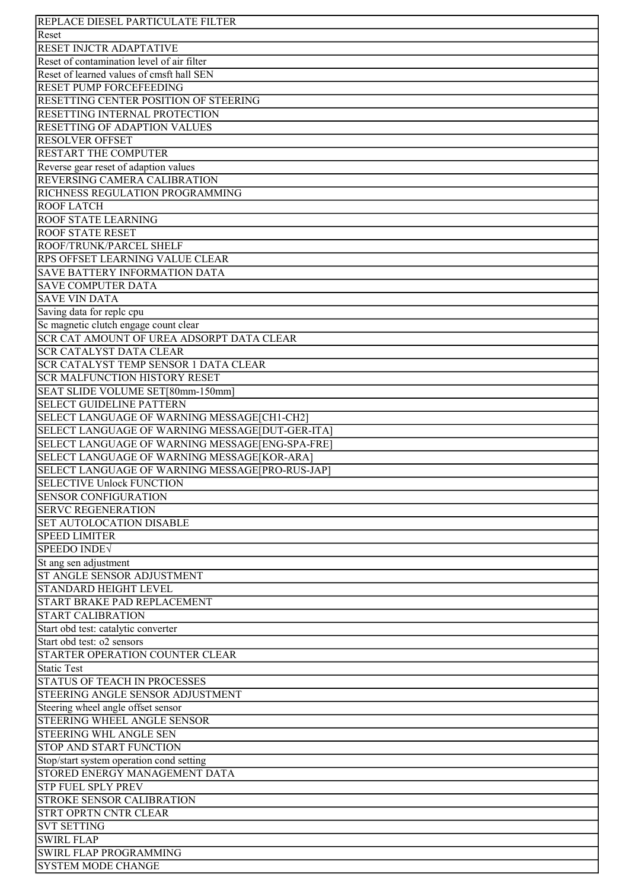| REPLACE DIESEL PARTICULATE FILTER |
|---|
| Reset |
| RESET INJCTR ADAPTATIVE |
| Reset of contamination level of air filter |
| Reset of learned values of cmsft hall SEN |
| RESET PUMP FORCEFEEDING |
| RESETTING CENTER POSITION OF STEERING |
| RESETTING INTERNAL PROTECTION |
| RESETTING OF ADAPTION VALUES |
| RESOLVER OFFSET |
| RESTART THE COMPUTER |
| Reverse gear reset of adaption values |
| REVERSING CAMERA CALIBRATION |
| RICHNESS REGULATION PROGRAMMING |
| ROOF LATCH |
| ROOF STATE LEARNING |
| ROOF STATE RESET |
| ROOF/TRUNK/PARCEL SHELF |
| RPS OFFSET LEARNING VALUE CLEAR |
| SAVE BATTERY INFORMATION DATA |
| SAVE COMPUTER DATA |
| SAVE VIN DATA |
| Saving data for replc cpu |
| Sc magnetic clutch engage count clear |
| SCR CAT AMOUNT OF UREA ADSORPT DATA CLEAR |
| SCR CATALYST DATA CLEAR |
| SCR CATALYST TEMP SENSOR 1 DATA CLEAR |
| SCR MALFUNCTION HISTORY RESET |
| SEAT SLIDE VOLUME SET[80mm-150mm] |
| SELECT GUIDELINE PATTERN |
| SELECT LANGUAGE OF WARNING MESSAGE[CH1-CH2] |
| SELECT LANGUAGE OF WARNING MESSAGE[DUT-GER-ITA] |
| SELECT LANGUAGE OF WARNING MESSAGE[ENG-SPA-FRE] |
| SELECT LANGUAGE OF WARNING MESSAGE[KOR-ARA] |
| SELECT LANGUAGE OF WARNING MESSAGE[PRO-RUS-JAP] |
| SELECTIVE Unlock FUNCTION |
| SENSOR CONFIGURATION |
| SERVC REGENERATION |
| SET AUTOLOCATION DISABLE |
| SPEED LIMITER |
| SPEEDO INDE√ |
| St ang sen adjustment |
| ST ANGLE SENSOR ADJUSTMENT |
| STANDARD HEIGHT LEVEL |
| START BRAKE PAD REPLACEMENT |
| START CALIBRATION |
| Start obd test: catalytic converter |
| Start obd test: o2 sensors |
| STARTER OPERATION COUNTER CLEAR |
| Static Test |
| STATUS OF TEACH IN PROCESSES |
| STEERING ANGLE SENSOR ADJUSTMENT |
| Steering wheel angle offset sensor |
| STEERING WHEEL ANGLE SENSOR |
| STEERING WHL ANGLE SEN |
| STOP AND START FUNCTION |
| Stop/start system operation cond setting |
| STORED ENERGY MANAGEMENT DATA |
| STP FUEL SPLY PREV |
| STROKE SENSOR CALIBRATION |
| STRT OPRTN CNTR CLEAR |
| SVT SETTING |
| SWIRL FLAP |
| SWIRL FLAP PROGRAMMING |
| SYSTEM MODE CHANGE |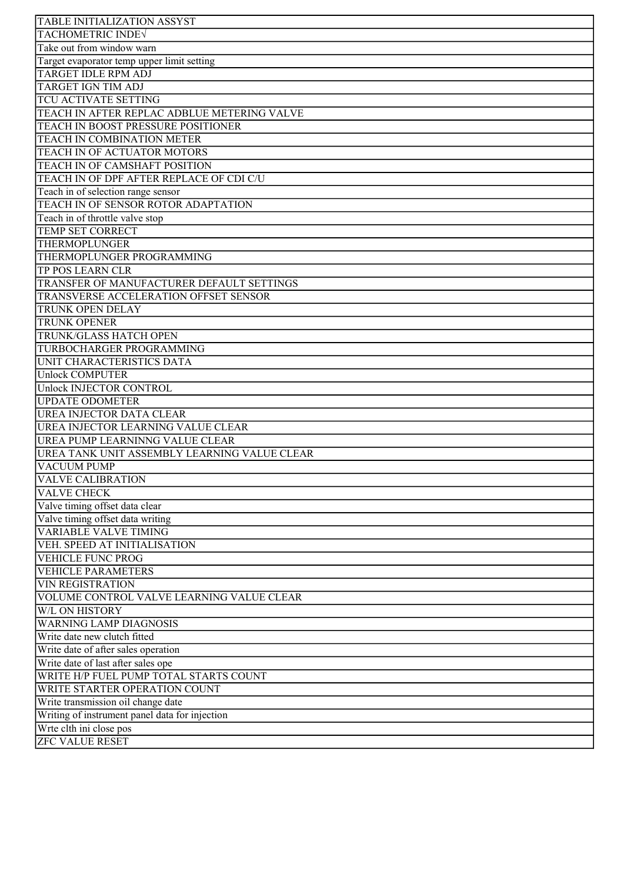| |
|---|
| TABLE INITIALIZATION ASSYST |
| TACHOMETRIC INDE√ |
| Take out from window warn |
| Target evaporator temp upper limit setting |
| TARGET IDLE RPM ADJ |
| TARGET IGN TIM ADJ |
| TCU ACTIVATE SETTING |
| TEACH IN AFTER REPLAC ADBLUE METERING VALVE |
| TEACH IN BOOST PRESSURE POSITIONER |
| TEACH IN COMBINATION METER |
| TEACH IN OF ACTUATOR MOTORS |
| TEACH IN OF CAMSHAFT POSITION |
| TEACH IN OF DPF AFTER REPLACE OF CDI C/U |
| Teach in of selection range sensor |
| TEACH IN OF SENSOR ROTOR ADAPTATION |
| Teach in of throttle valve stop |
| TEMP SET CORRECT |
| THERMOPLUNGER |
| THERMOPLUNGER PROGRAMMING |
| TP POS LEARN CLR |
| TRANSFER OF MANUFACTURER DEFAULT SETTINGS |
| TRANSVERSE ACCELERATION OFFSET SENSOR |
| TRUNK OPEN DELAY |
| TRUNK OPENER |
| TRUNK/GLASS HATCH OPEN |
| TURBOCHARGER PROGRAMMING |
| UNIT CHARACTERISTICS DATA |
| Unlock COMPUTER |
| Unlock INJECTOR CONTROL |
| UPDATE ODOMETER |
| UREA INJECTOR DATA CLEAR |
| UREA INJECTOR LEARNING VALUE CLEAR |
| UREA PUMP LEARNINNG VALUE CLEAR |
| UREA TANK UNIT ASSEMBLY LEARNING VALUE CLEAR |
| VACUUM PUMP |
| VALVE CALIBRATION |
| VALVE CHECK |
| Valve timing offset data clear |
| Valve timing offset data writing |
| VARIABLE VALVE TIMING |
| VEH. SPEED AT INITIALISATION |
| VEHICLE FUNC PROG |
| VEHICLE PARAMETERS |
| VIN REGISTRATION |
| VOLUME CONTROL VALVE LEARNING VALUE CLEAR |
| W/L ON HISTORY |
| WARNING LAMP DIAGNOSIS |
| Write date new clutch fitted |
| Write date of after sales operation |
| Write date of last after sales ope |
| WRITE H/P FUEL PUMP TOTAL STARTS COUNT |
| WRITE STARTER OPERATION COUNT |
| Write transmission oil change date |
| Writing of instrument panel data for injection |
| Wrte clth ini close pos |
| ZFC VALUE RESET |